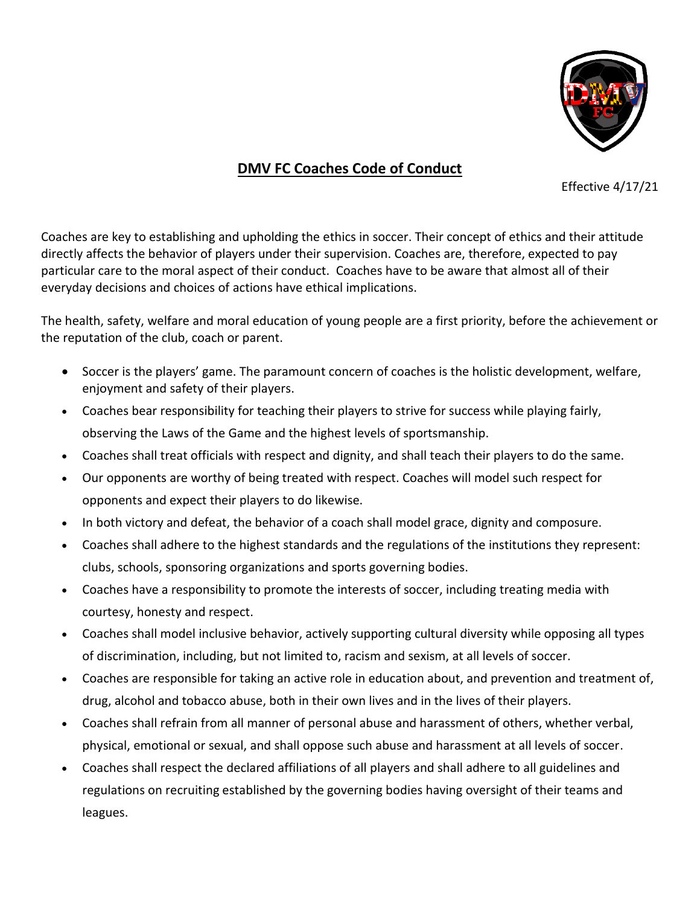# DMV FC Coaches Code of Conduct

Effective 4/17/21

Coaches are key to establishing and upholding the ethics in soccer. Their concept of ethics and their attitude directly affects the behavior of players under their supervision. Coaches are, therefore, expected to pay particular care to the moral aspect of their conduct. Coaches have to be aware that almost all of their everyday decisions and choices of actions have ethical implications.

The health, safety, welfare and moral education of young people are a first priority, before the achievement or the reputation of the club, coach or parent.

- Soccer is the players' game. The paramount concern of coaches is the holistic development, welfare, enjoyment and safety of their players.
- Coaches bear responsibility for teaching their players to strive for success while playing fairly, observing the Laws of the Game and the highest levels of sportsmanship.
- Coaches shall treat officials with respect and dignity, and shall teach their players to do the same.
- Our opponents are worthy of being treated with respect. Coaches will model such respect for opponents and expect their players to do likewise.
- In both victory and defeat, the behavior of a coach shall model grace, dignity and composure.
- Coaches shall adhere to the highest standards and the regulations of the institutions they represent: clubs, schools, sponsoring organizations and sports governing bodies.
- Coaches have a responsibility to promote the interests of soccer, including treating media with courtesy, honesty and respect.
- Coaches shall model inclusive behavior, actively supporting cultural diversity while opposing all types of discrimination, including, but not limited to, racism and sexism, at all levels of soccer.
- Coaches are responsible for taking an active role in education about, and prevention and treatment of, drug, alcohol and tobacco abuse, both in their own lives and in the lives of their players.
- Coaches shall refrain from all manner of personal abuse and harassment of others, whether verbal, physical, emotional or sexual, and shall oppose such abuse and harassment at all levels of soccer.
- Coaches shall respect the declared affiliations of all players and shall adhere to all guidelines and regulations on recruiting established by the governing bodies having oversight of their teams and leagues.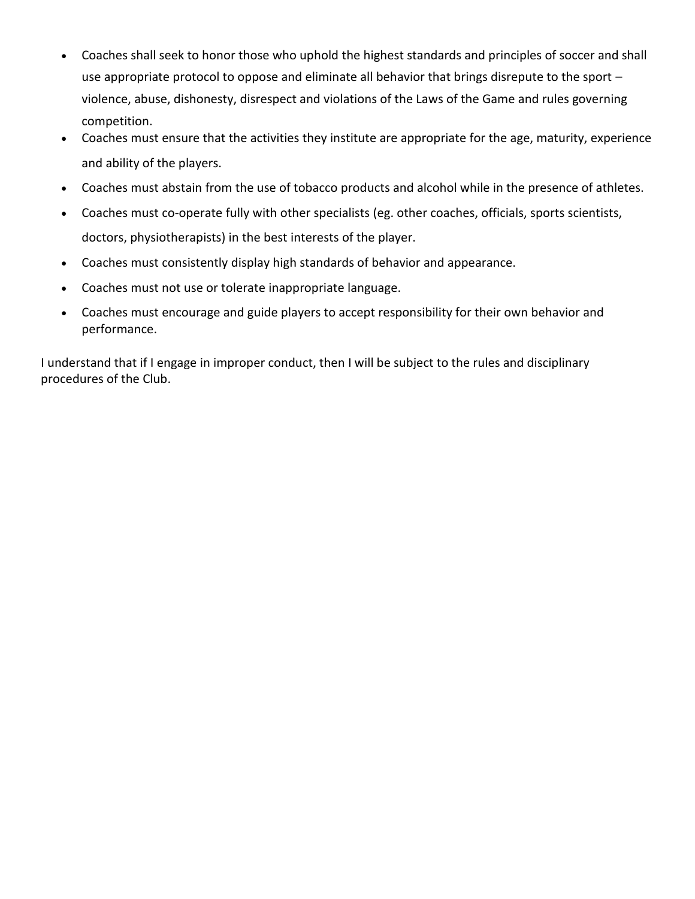- Coaches shall seek to honor those who uphold the highest standards and principles of soccer and shall use appropriate protocol to oppose and eliminate all behavior that brings disrepute to the sport – violence, abuse, dishonesty, disrespect and violations of the Laws of the Game and rules governing competition.
- Coaches must ensure that the activities they institute are appropriate for the age, maturity, experience and ability of the players.
- Coaches must abstain from the use of tobacco products and alcohol while in the presence of athletes.
- Coaches must co-operate fully with other specialists (eg. other coaches, officials, sports scientists, doctors, physiotherapists) in the best interests of the player.
- Coaches must consistently display high standards of behavior and appearance.
- Coaches must not use or tolerate inappropriate language.
- Coaches must encourage and guide players to accept responsibility for their own behavior and performance.

I understand that if I engage in improper conduct, then I will be subject to the rules and disciplinary procedures of the Club.